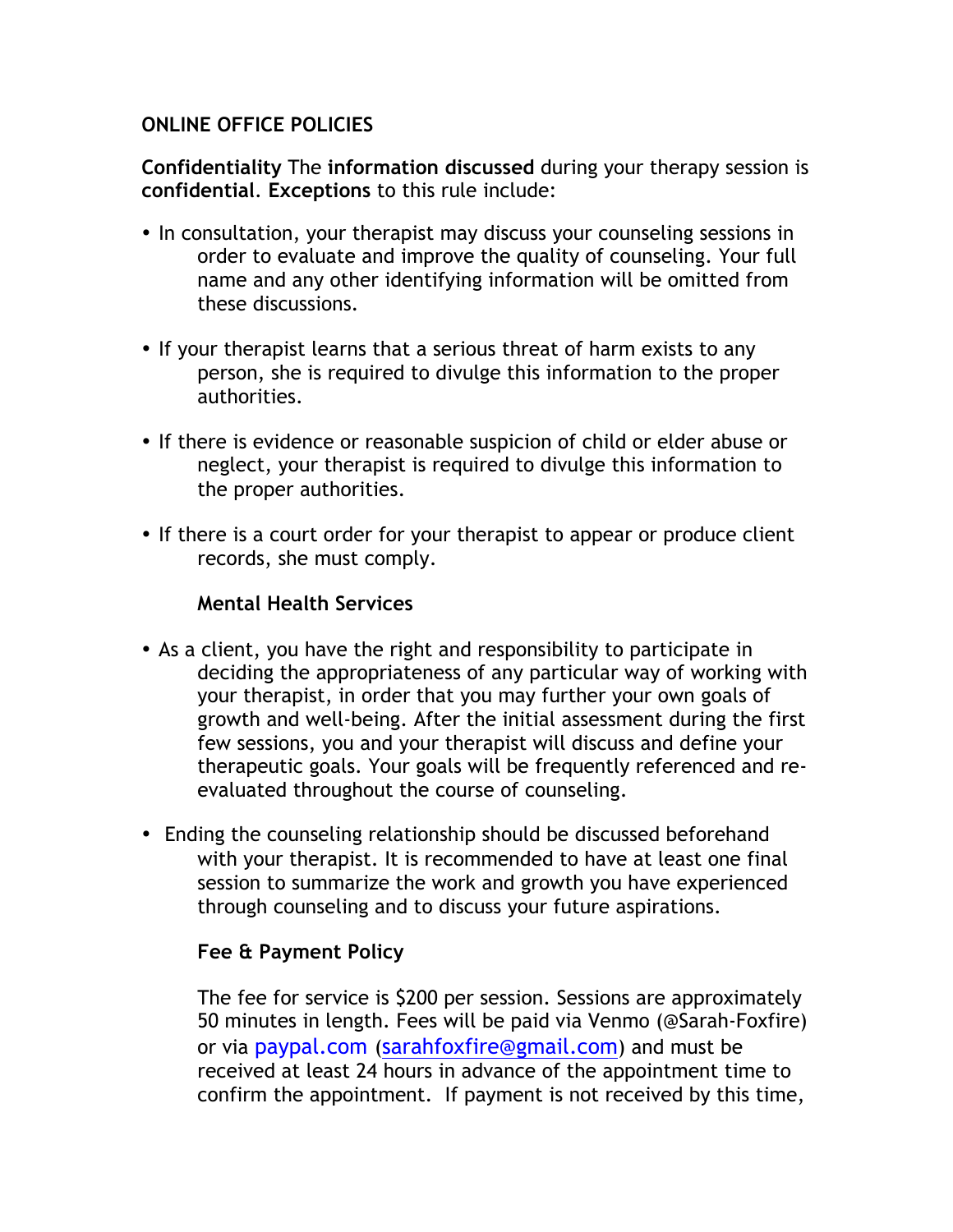**ONLINE OFFICE POLICIES**

**Confidentiality** The **information discussed** during your therapy session is **confidential**. **Exceptions** to this rule include:

- In consultation, your therapist may discuss your counseling sessions in order to evaluate and improve the quality of counseling. Your full name and any other identifying information will be omitted from these discussions.
- If your therapist learns that a serious threat of harm exists to any person, she is required to divulge this information to the proper authorities.
- If there is evidence or reasonable suspicion of child or elder abuse or neglect, your therapist is required to divulge this information to the proper authorities.
- If there is a court order for your therapist to appear or produce client records, she must comply.

**Mental Health Services**

- As a client, you have the right and responsibility to participate in deciding the appropriateness of any particular way of working with your therapist, in order that you may further your own goals of growth and well-being. After the initial assessment during the first few sessions, you and your therapist will discuss and define your therapeutic goals. Your goals will be frequently referenced and re-evaluated throughout the course of counseling.
- Ending the counseling relationship should be discussed beforehand with your therapist. It is recommended to have at least one final session to summarize the work and growth you have experienced through counseling and to discuss your future aspirations.

**Fee & Payment Policy**

The fee for service is $200 per session. Sessions are approximately 50 minutes in length. Fees will be paid via Venmo (@Sarah-Foxfire) or via paypal.com (sarahfoxfire@gmail.com) and must be received at least 24 hours in advance of the appointment time to confirm the appointment. If payment is not received by this time,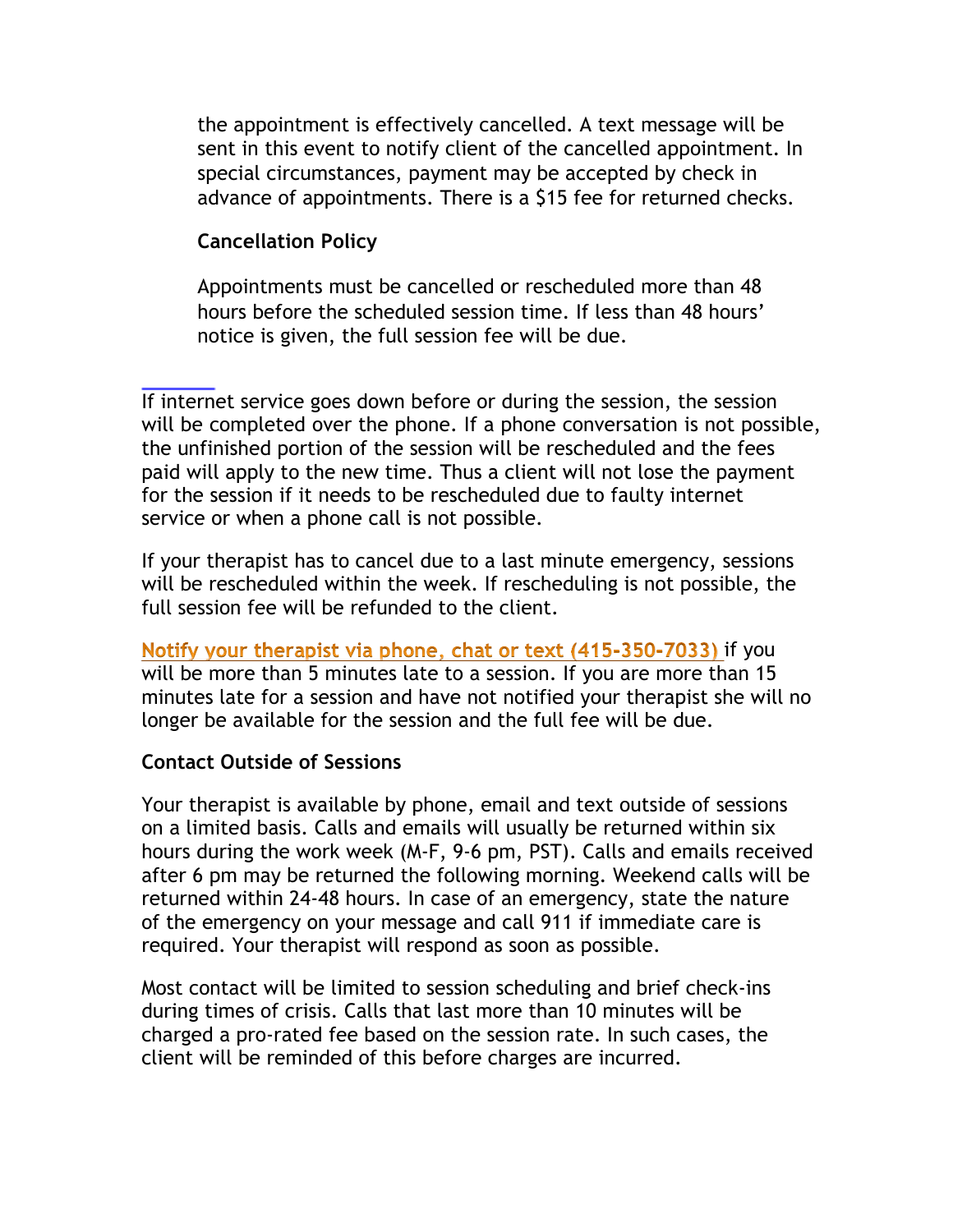the appointment is effectively cancelled. A text message will be sent in this event to notify client of the cancelled appointment. In special circumstances, payment may be accepted by check in advance of appointments. There is a $15 fee for returned checks.

**Cancellation Policy**

Appointments must be cancelled or rescheduled more than 48 hours before the scheduled session time. If less than 48 hours' notice is given, the full session fee will be due.

If internet service goes down before or during the session, the session will be completed over the phone. If a phone conversation is not possible, the unfinished portion of the session will be rescheduled and the fees paid will apply to the new time. Thus a client will not lose the payment for the session if it needs to be rescheduled due to faulty internet service or when a phone call is not possible.

If your therapist has to cancel due to a last minute emergency, sessions will be rescheduled within the week. If rescheduling is not possible, the full session fee will be refunded to the client.

Notify your therapist via phone, chat or text (415-350-7033) if you will be more than 5 minutes late to a session. If you are more than 15 minutes late for a session and have not notified your therapist she will no longer be available for the session and the full fee will be due.

**Contact Outside of Sessions**

Your therapist is available by phone, email and text outside of sessions on a limited basis. Calls and emails will usually be returned within six hours during the work week (M-F, 9-6 pm, PST). Calls and emails received after 6 pm may be returned the following morning. Weekend calls will be returned within 24-48 hours. In case of an emergency, state the nature of the emergency on your message and call 911 if immediate care is required. Your therapist will respond as soon as possible.

Most contact will be limited to session scheduling and brief check-ins during times of crisis. Calls that last more than 10 minutes will be charged a pro-rated fee based on the session rate. In such cases, the client will be reminded of this before charges are incurred.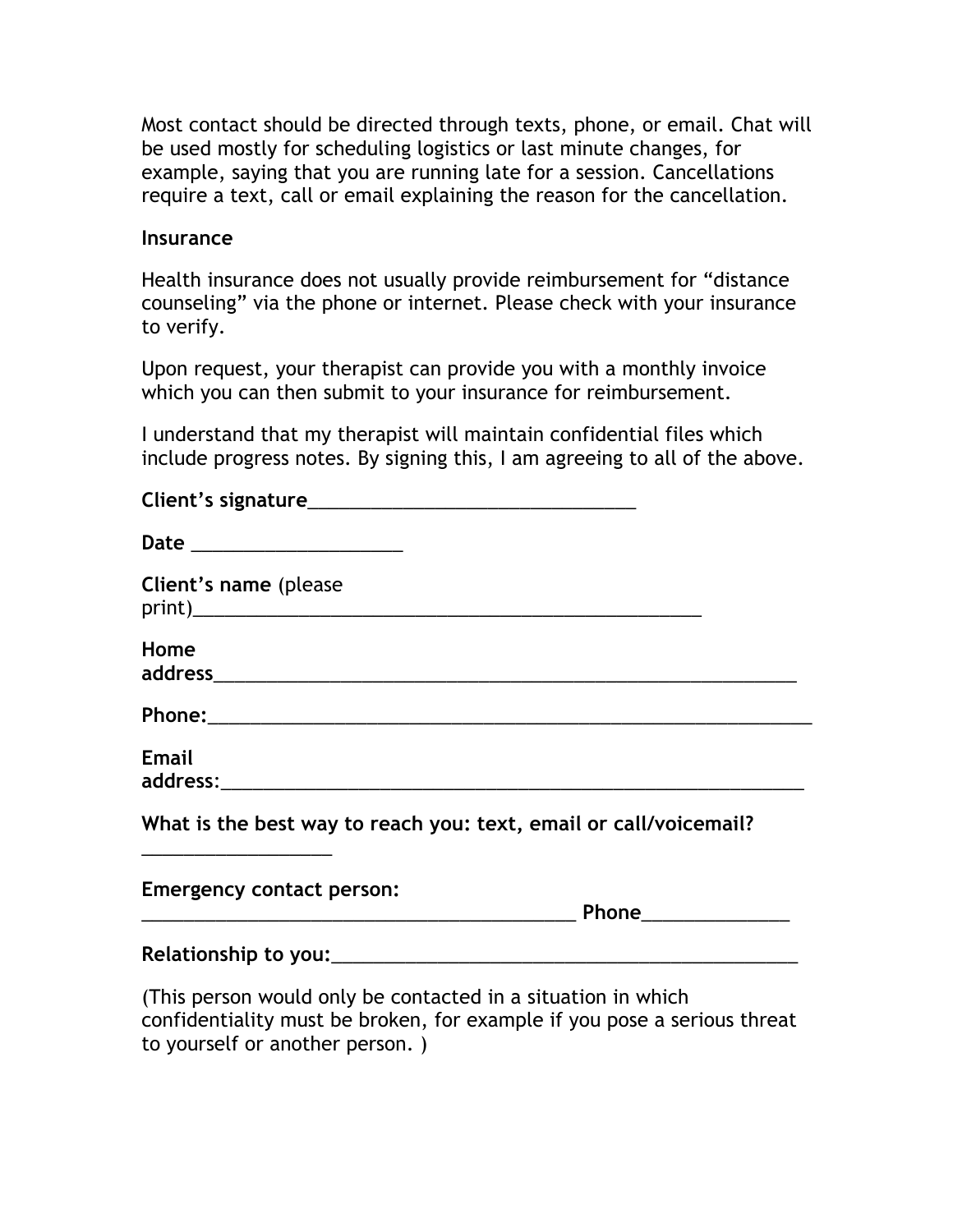Most contact should be directed through texts, phone, or email. Chat will be used mostly for scheduling logistics or last minute changes, for example, saying that you are running late for a session. Cancellations require a text, call or email explaining the reason for the cancellation.

**Insurance**

Health insurance does not usually provide reimbursement for "distance counseling" via the phone or internet. Please check with your insurance to verify.

Upon request, your therapist can provide you with a monthly invoice which you can then submit to your insurance for reimbursement.

I understand that my therapist will maintain confidential files which include progress notes. By signing this, I am agreeing to all of the above.

**Client's signature**________________________________

**Date** ____________________

**Client's name** (please print)__________________________________________________

**Home address**_________________________________________________________

**Phone:**___________________________________________________________

**Email address**:________________________________________________________

**What is the best way to reach you: text, email or call/voicemail?** __________________

**Emergency contact person:** __________________________________________ **Phone**______________

**Relationship to you:**______________________________________________

(This person would only be contacted in a situation in which confidentiality must be broken, for example if you pose a serious threat to yourself or another person. )